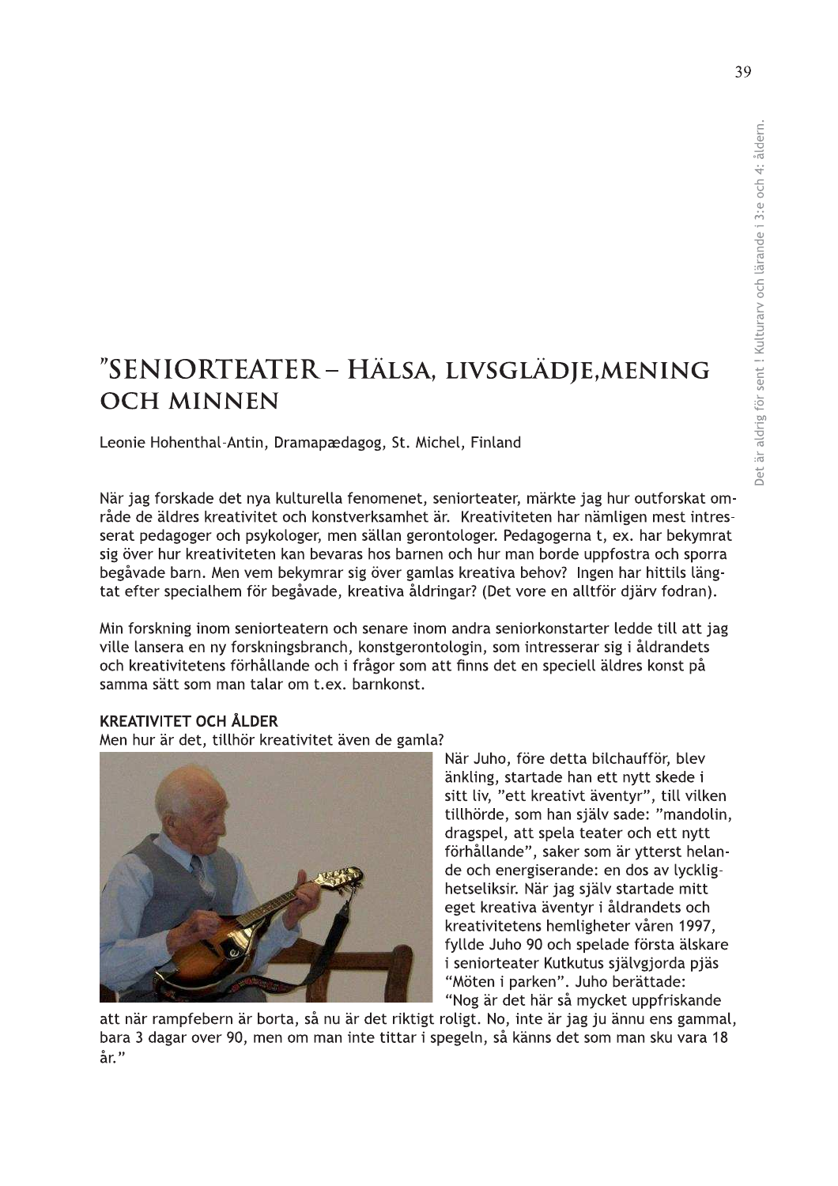# ”SENIORTEATER – HÄLSA, LIVSGLÄDJE,MENING OCH MINNEN

Leonie Hohenthal-Antin, Dramapædagog, St. Michel, Finland

När jag forskade det nya kulturella fenomenet, seniorteater, märkte jag hur outforskat område de äldres kreativitet och konstverksamhet är. Kreativiteten har nämligen mest intresserat pedagoger och psykologer, men sällan gerontologer. Pedagogerna t, ex. har bekymrat sig över hur kreativiteten kan bevaras hos barnen och hur man borde uppfostra och sporra begåvade barn. Men vem bekymrar sig över gamlas kreativa behov? Ingen har hittils längtat efter specialhem för begåvade, kreativa åldringar? (Det vore en alltför djärv fodran).

Min forskning inom seniorteatern och senare inom andra seniorkonstarter ledde till att jag ville lansera en ny forskningsbranch, konstgerontologin, som intresserar sig i åldrandets och kreativitetens förhållande och i frågor som att finns det en speciell äldres konst på samma sätt som man talar om t.ex. barnkonst.

## KREATIVITET OCH ÅLDER

Men hur är det, tillhör kreativitet även de gamla?

När Juho, före detta bilchaufför, blev änkling, startade han ett nytt skede i sitt liv, ”ett kreativt äventyr”, till vilken tillhörde, som han själv sade: ”mandolin, dragspel, att spela teater och ett nytt förhållande”, saker som är ytterst helande och energiserande: en dos av lyckligshetseliksir. När jag själv startade mitt eget kreativa äventyr i åldrandets och kreativitetens hemligheter våren 1997, fyllde Juho 90 och spelade första älskare i seniorteater Kutkutus självgjorda pjäs “Möten i parken”. Juho berättade: “Nog är det här så mycket uppfriskande att när rampfebern är borta, så nu är det riktigt roligt. No, inte är jag ju ännu ens gammal, bara 3 dagar over 90, men om man inte tittar i spegeln, så känns det som man sku vara 18 år.”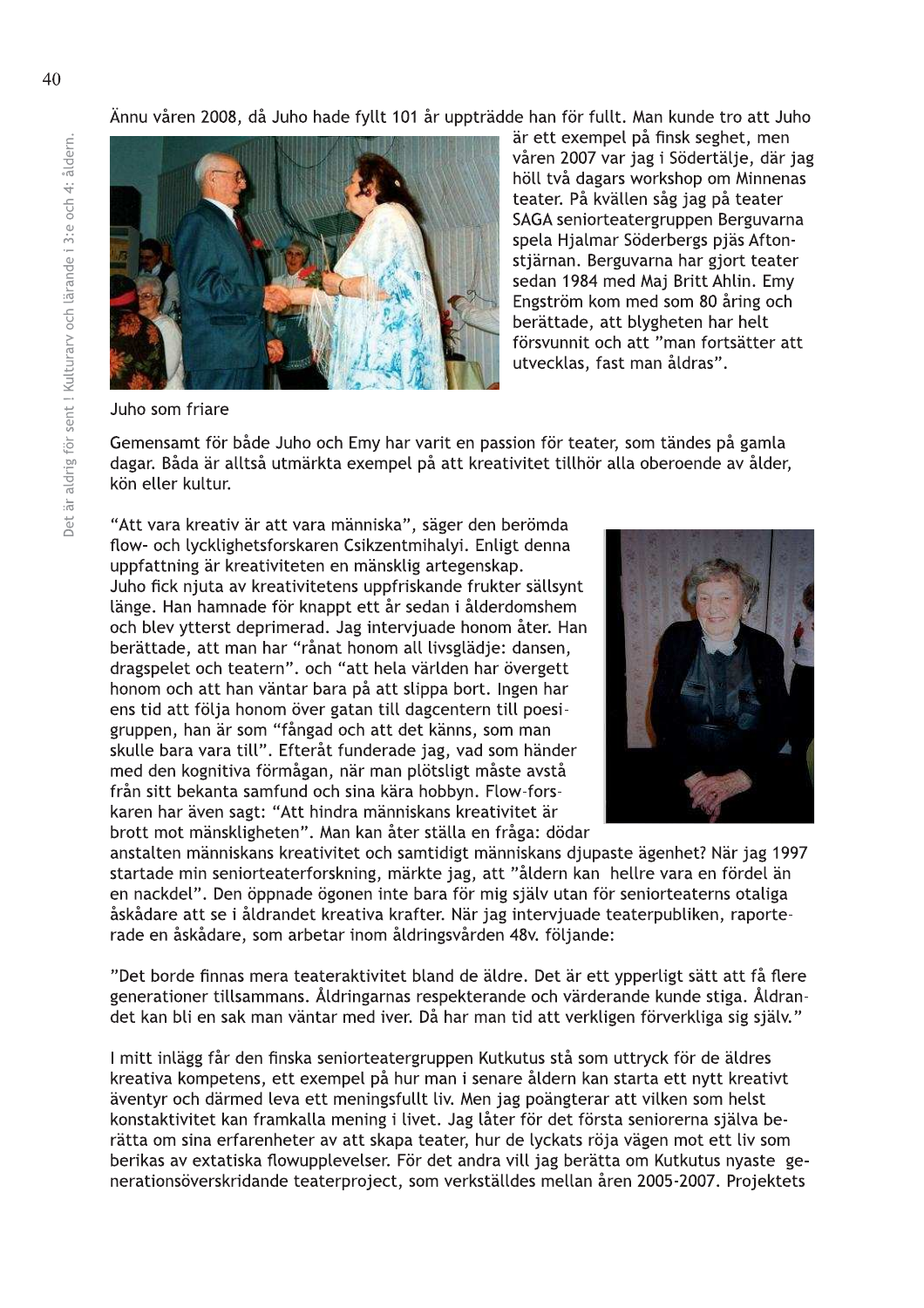Ännu våren 2008, då Juho hade fyllt 101 år uppträdde han för fullt. Man kunde tro att Juho är ett exempel på finsk seghet, men våren 2007 var jag i Södertälje, där jag höll två dagars workshop om Minnenas teater. På kvällen såg jag på teater SAGA seniorteatergruppen Berguvarna spela Hjalmar Söderbergs pjäs Aftonstjärnan. Berguvarna har gjort teater sedan 1984 med Maj Britt Ahlin. Emy Engström kom med som 80 åring och berättade, att blygheten har helt försvunnit och att "man fortsätter att utvecklas, fast man åldras".

Juho som friare

Gemensamt för både Juho och Emy har varit en passion för teater, som tändes på gamla dagar. Båda är alltså utmärkta exempel på att kreativitet tillhör alla oberoende av ålder, kön eller kultur.

"Att vara kreativ är att vara människa", säger den berömda flow- och lycklighetsforskaren Csikzentmihalyi. Enligt denna uppfattning är kreativiteten en mänsklig artegenskap. Juho fick njuta av kreativitetens uppfriskande frukter sällsynt länge. Han hamnade för knappt ett år sedan i ålderdomshem och blev ytterst deprimerad. Jag intervjuade honom åter. Han berättade, att man har "rånat honom all livsglädje: dansen, dragspelet och teatern". och "att hela världen har övergett honom och att han väntar bara på att slippa bort. Ingen har ens tid att följa honom över gatan till dagcentern till poesigruppen, han är som "fångad och att det känns, som man skulle bara vara till". Efteråt funderade jag, vad som händer med den kognitiva förmågan, när man plötsligt måste avstå från sitt bekanta samfund och sina kära hobbyn. Flow-forskaren har även sagt: "Att hindra människans kreativitet är brott mot mänskligheten". Man kan åter ställa en fråga: dödar anstalten människans kreativitet och samtidigt människans djupaste ägenhet? När jag 1997 startade min seniorteaterforskning, märkte jag, att "åldern kan hellre vara en fördel än en nackdel". Den öppnade ögonen inte bara för mig själv utan för seniorteaterns otaliga åskådare att se i åldrandet kreativa krafter. När jag intervjuade teaterpubliken, rapporterade en åskådare, som arbetar inom åldringsvården 48v. följande:

"Det borde finnas mera teateraktivitet bland de äldre. Det är ett ypperligt sätt att få flere generationer tillsammans. Åldringarnas respekterande och värderande kunde stiga. Åldrandet kan bli en sak man väntar med iver. Då har man tid att verkligen förverkliga sig själv."

I mitt inlägg får den finska seniorteatergruppen Kutkutus stå som uttryck för de äldres kreativa kompetens, ett exempel på hur man i senare åldern kan starta ett nytt kreativt äventyr och därmed leva ett meningsfullt liv. Men jag poängterar att vilken som helst konstaktivitet kan framkalla mening i livet. Jag låter för det första seniorerna själva berätta om sina erfarenheter av att skapa teater, hur de lyckats röja vägen mot ett liv som berikas av extatiska flowupplevelser. För det andra vill jag berätta om Kutkutus nyaste generationsöverskridande teaterproject, som verkställdes mellan åren 2005-2007. Projektets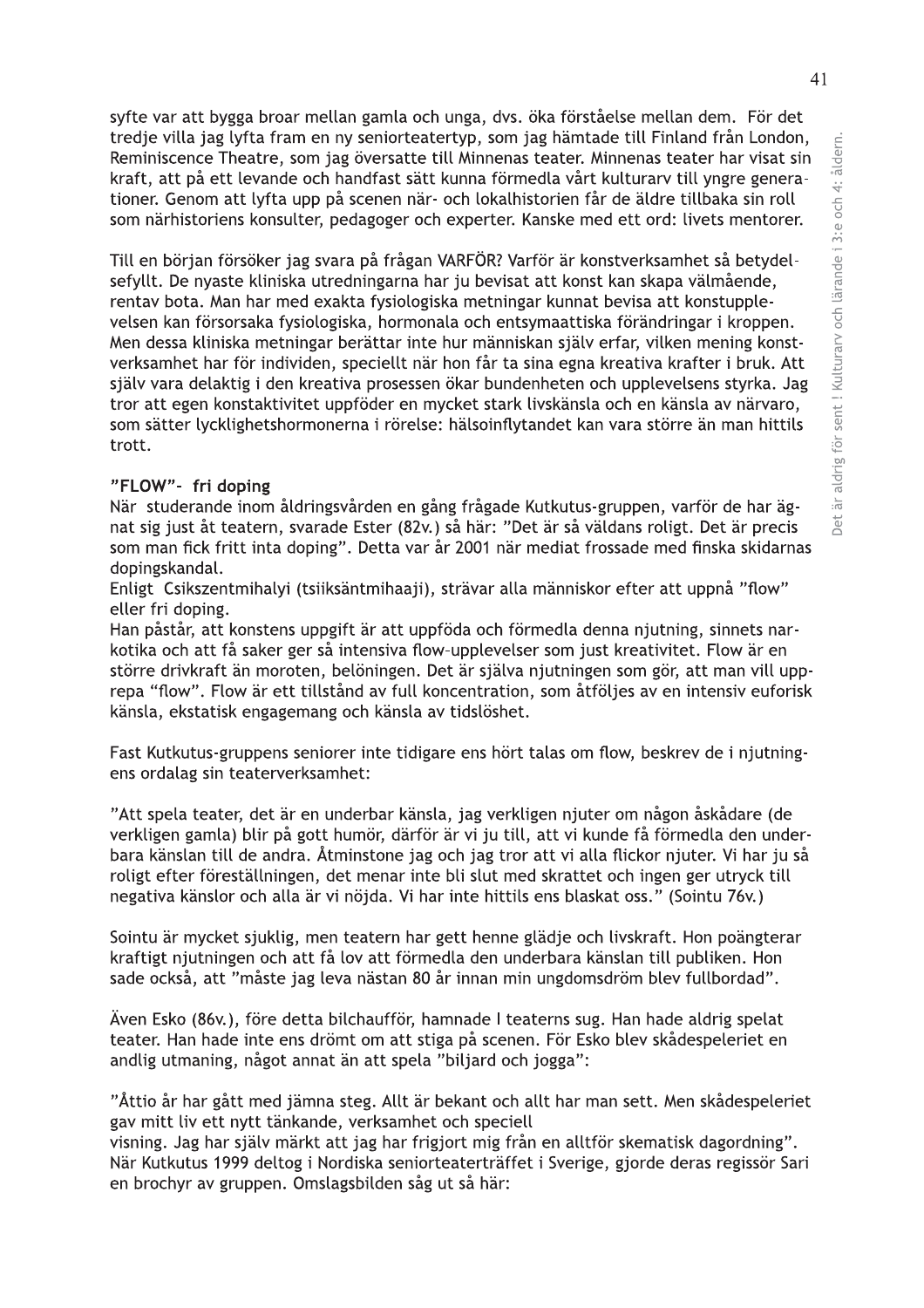syfte var att bygga broar mellan gamla och unga, dvs. öka förståelse mellan dem. För det tredje villa jag lyfta fram en ny seniorteatertyp, som jag hämtade till Finland från London, Reminiscence Theatre, som jag översatte till Minnenas teater. Minnenas teater har visat sin kraft, att på ett levande och handfast sätt kunna förmedla vårt kulturarv till yngre generationer. Genom att lyfta upp på scenen när- och lokalhistorien får de äldre tillbaka sin roll som närhistoriens konsulter, pedagoger och experter. Kanske med ett ord: livets mentorer.

Till en början försöker jag svara på frågan VARFÖR? Varför är konstverksamhet så betydelsefyllt. De nyaste kliniska utredningarna har ju bevisat att konst kan skapa välmående, rentav bota. Man har med exakta fysiologiska metningar kunnat bevisa att konstupplevelsen kan försorsaka fysiologiska, hormonala och entsymaattiska förändringar i kroppen. Men dessa kliniska metningar berättar inte hur människan själv erfar, vilken mening konstverksamhet har för individen, speciellt när hon får ta sina egna kreativa krafter i bruk. Att själv vara delaktig i den kreativa prosessen ökar bundenheten och upplevelsens styrka. Jag tror att egen konstaktivitet uppföder en mycket stark livskänsla och en känsla av närvaro, som sätter lycklighetshormonerna i rörelse: hälsoinflytandet kan vara större än man hittils trott.

### ”FLOW”- fri doping

När studerande inom åldringsvården en gång frågade Kutkutus-gruppen, varför de har ägnat sig just åt teatern, svarade Ester (82v.) så här: ”Det är så väldans roligt. Det är precis som man fick fritt inta doping”. Detta var år 2001 när mediat frossade med finska skidarnas dopingskandal.

Enligt Csikszentmihalyi (tsiiksäntmihaaji), strävar alla människor efter att uppnå ”flow” eller fri doping.

Han påstår, att konstens uppgift är att uppföda och förmedla denna njutning, sinnets narkotika och att få saker ger så intensiva flow-upplevelser som just kreativitet. Flow är en större drivkraft än moroten, belöningen. Det är själva njutningen som gör, att man vill upprepa “flow”. Flow är ett tillstånd av full koncentration, som åtföljes av en intensiv euforisk känsla, ekstatisk engagemang och känsla av tidslöshet.

Fast Kutkutus-gruppens seniorer inte tidigare ens hört talas om flow, beskrev de i njutningens ordalag sin teaterverksamhet:

”Att spela teater, det är en underbar känsla, jag verkligen njuter om någon åskådare (de verkligen gamla) blir på gott humör, därför är vi ju till, att vi kunde få förmedla den underbara känslan till de andra. Åtminstone jag och jag tror att vi alla flickor njuter. Vi har ju så roligt efter föreställningen, det menar inte bli slut med skrattet och ingen ger utryck till negativa känslor och alla är vi nöjda. Vi har inte hittils ens blaskat oss.” (Sointu 76v.)

Sointu är mycket sjuklig, men teatern har gett henne glädje och livskraft. Hon poängterar kraftigt njutningen och att få lov att förmedla den underbara känslan till publiken. Hon sade också, att ”måste jag leva nästan 80 år innan min ungdomsdröm blev fullbordad”.

Även Esko (86v.), före detta bilchaufför, hamnade I teaterns sug. Han hade aldrig spelat teater. Han hade inte ens drömt om att stiga på scenen. För Esko blev skådespeleriet en andlig utmaning, något annat än att spela ”biljard och jogga”:

”Åttio år har gått med jämna steg. Allt är bekant och allt har man sett. Men skådespeleriet gav mitt liv ett nytt tänkande, verksamhet och speciell visning. Jag har själv märkt att jag har frigjort mig från en alltför skematisk dagordning”.

När Kutkutus 1999 deltog i Nordiska seniorteaterträffet i Sverige, gjorde deras regissör Sari en brochyr av gruppen. Omslagsbilden såg ut så här: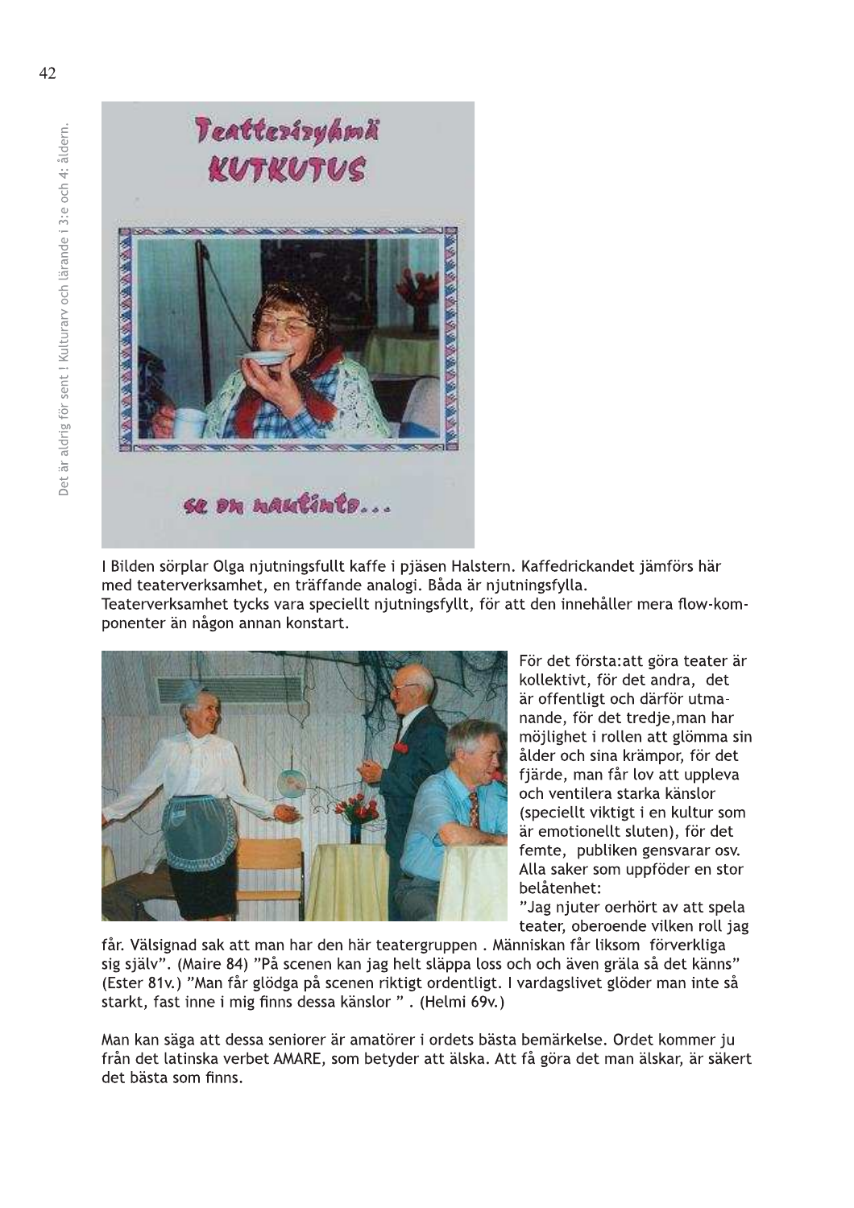I Bilden sörplar Olga njutningsfullt kaffe i pjäsen Halstern. Kaffedrickandet jämförs här med teaterverksamhet, en träffande analogi. Båda är njutningsfylla.
Teaterverksamhet tycks vara speciellt njutningsfyllt, för att den innehåller mera flow-komponenter än någon annan konstart.

För det första:att göra teater är kollektivt, för det andra, det är offentligt och därför utmanande, för det tredje,man har möjlighet i rollen att glömma sin ålder och sina krämpor, för det fjärde, man får lov att uppleva och ventilera starka känslor (speciellt viktigt i en kultur som är emotionellt sluten), för det femte, publiken gensvarar osv. Alla saker som uppföder en stor belåtenhet:
"Jag njuter oerhört av att spela teater, oberoende vilken roll jag får. Välsignad sak att man har den här teatergruppen . Människan får liksom förverkliga sig själv". (Maire 84) "På scenen kan jag helt släppa loss och och även gräla så det känns" (Ester 81v.) "Man får glödga på scenen riktigt ordentligt. I vardagslivet glöder man inte så starkt, fast inne i mig finns dessa känslor " . (Helmi 69v.)

Man kan säga att dessa seniorer är amatörer i ordets bästa bemärkelse. Ordet kommer ju från det latinska verbet AMARE, som betyder att älska. Att få göra det man älskar, är säkert det bästa som finns.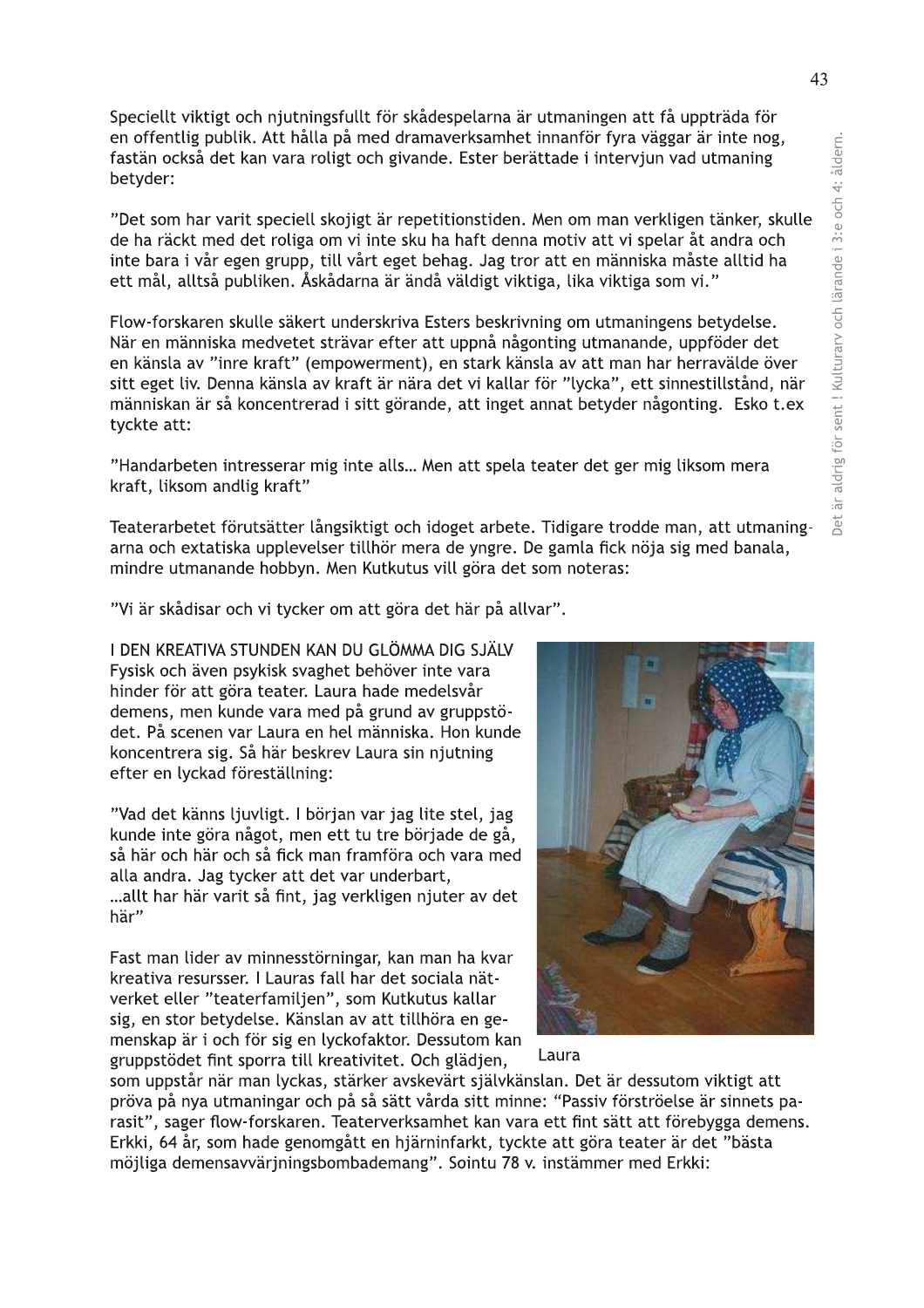Speciellt viktigt och njutningsfullt för skådespelarna är utmaningen att få uppträda för en offentlig publik. Att hålla på med dramaverksamhet innanför fyra väggar är inte nog, fastän också det kan vara roligt och givande. Ester berättade i intervjun vad utmaning betyder:

”Det som har varit speciell skojigt är repetitionstiden. Men om man verkligen tänker, skulle de ha räckt med det roliga om vi inte sku ha haft denna motiv att vi spelar åt andra och inte bara i vår egen grupp, till vårt eget behag. Jag tror att en människa måste alltid ha ett mål, alltså publiken. Åskådarna är ändå väldigt viktiga, lika viktiga som vi.”

Flow-forskaren skulle säkert underskriva Esters beskrivning om utmaningens betydelse. När en människa medvetet strävar efter att uppnå någonting utmanande, uppföder det en känsla av ”inre kraft” (empowerment), en stark känsla av att man har herravälde över sitt eget liv. Denna känsla av kraft är nära det vi kallar för ”lycka”, ett sinnestillstånd, när människan är så koncentrerad i sitt görande, att inget annat betyder någonting. Esko t.ex tyckte att:

”Handarbeten intresserar mig inte alls… Men att spela teater det ger mig liksom mera kraft, liksom andlig kraft”

Teaterarbetet förutsätter långsiktigt och idoget arbete. Tidigare trodde man, att utmaningarna och extatiska upplevelser tillhör mera de yngre. De gamla fick nöja sig med banala, mindre utmanande hobbyn. Men Kutkutus vill göra det som noteras:

”Vi är skådisar och vi tycker om att göra det här på allvar”.

## I DEN KREATIVA STUNDEN KAN DU GLÖMMA DIG SJÄLV

Fysisk och även psykisk svaghet behöver inte vara hinder för att göra teater. Laura hade medelsvår demens, men kunde vara med på grund av gruppstödet. På scenen var Laura en hel människa. Hon kunde koncentrera sig. Så här beskrev Laura sin njutning efter en lyckad föreställning:

”Vad det känns ljuvligt. I början var jag lite stel, jag kunde inte göra något, men ett tu tre började de gå, så här och här och så fick man framföra och vara med alla andra. Jag tycker att det var underbart, …allt har här varit så fint, jag verkligen njuter av det här”

Laura

Fast man lider av minnesstörningar, kan man ha kvar kreativa resursser. I Lauras fall har det sociala nätverket eller ”teaterfamiljen”, som Kutkutus kallar sig, en stor betydelse. Känslan av att tillhöra en gemenskap är i och för sig en lyckofaktor. Dessutom kan gruppstödet fint sporra till kreativitet. Och glädjen, som uppstår när man lyckas, stärker avskevärt självkänslan. Det är dessutom viktigt att pröva på nya utmaningar och på så sätt vårda sitt minne: “Passiv förströelse är sinnets parasit”, sager flow-forskaren. Teaterverksamhet kan vara ett fint sätt att förebygga demens. Erkki, 64 år, som hade genomgått en hjärninfarkt, tyckte att göra teater är det ”bästa möjliga demensavvärjningsbombademang”. Sointu 78 v. instämmer med Erkki: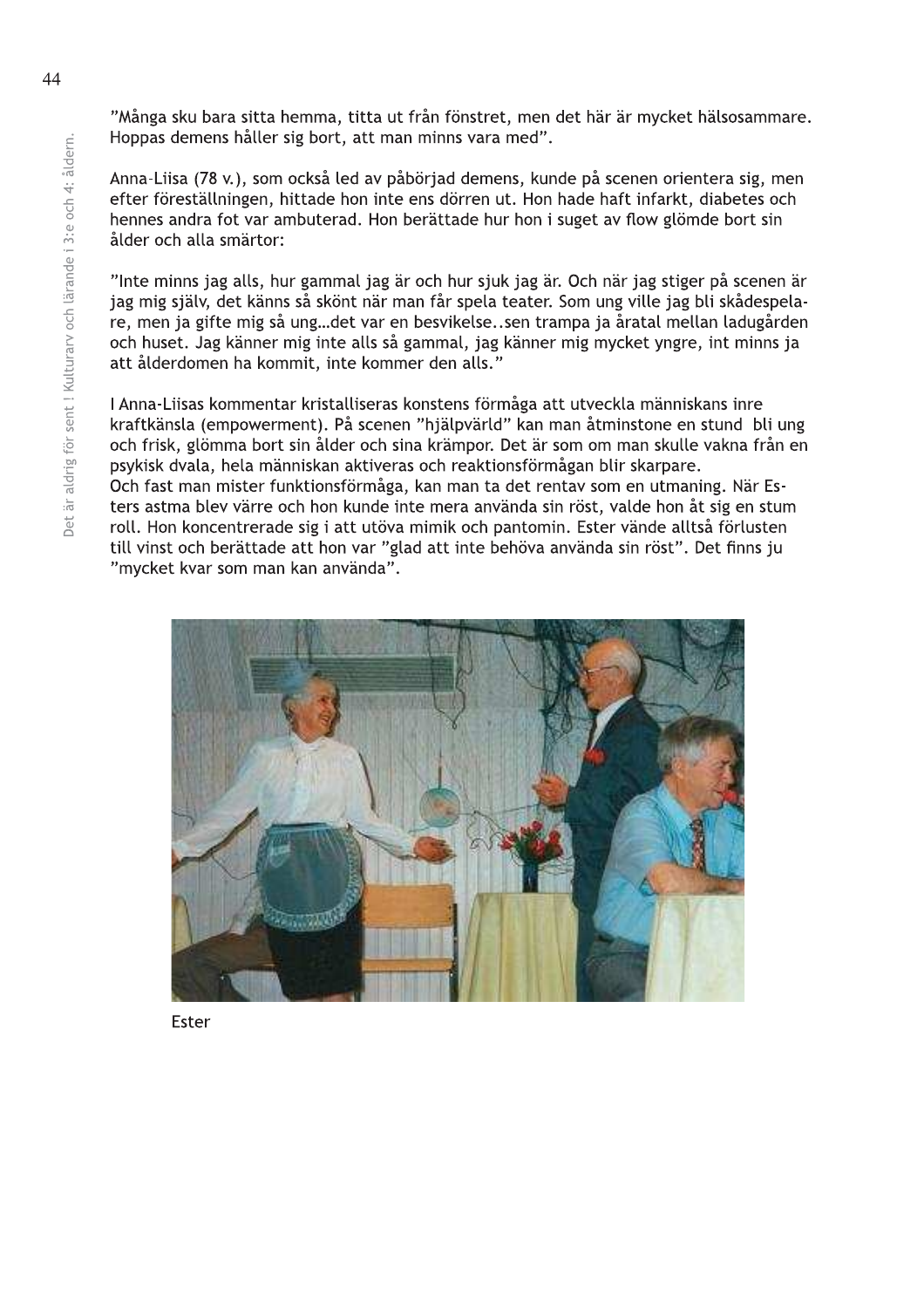”Många sku bara sitta hemma, titta ut från fönstret, men det här är mycket hälsosammare. Hoppas demens håller sig bort, att man minns vara med”.

Anna-Liisa (78 v.), som också led av påbörjad demens, kunde på scenen orientera sig, men efter föreställningen, hittade hon inte ens dörren ut. Hon hade haft infarkt, diabetes och hennes andra fot var ambuterad. Hon berättade hur hon i suget av flow glömde bort sin ålder och alla smärtor:

”Inte minns jag alls, hur gammal jag är och hur sjuk jag är. Och när jag stiger på scenen är jag mig själv, det känns så skönt när man får spela teater. Som ung ville jag bli skådespelare, men ja gifte mig så ung...det var en besvikelse..sen trampa ja åratal mellan ladugården och huset. Jag känner mig inte alls så gammal, jag känner mig mycket yngre, int minns ja att ålderdomen ha kommit, inte kommer den alls.”

I Anna-Liisas kommentar kristalliseras konstens förmåga att utveckla människans inre kraftkänsla (empowerment). På scenen ”hjälpvärld” kan man åtminstone en stund bli ung och frisk, glömma bort sin ålder och sina krämpor. Det är som om man skulle vakna från en psykisk dvala, hela människan aktiveras och reaktionsförmågan blir skarpare.
Och fast man mister funktionsförmåga, kan man ta det rentav som en utmaning. När Esters astma blev värre och hon kunde inte mera använda sin röst, valde hon åt sig en stum roll. Hon koncentrerade sig i att utöva mimik och pantomin. Ester vände alltså förlusten till vinst och berättade att hon var ”glad att inte behöva använda sin röst”. Det finns ju ”mycket kvar som man kan använda”.

Ester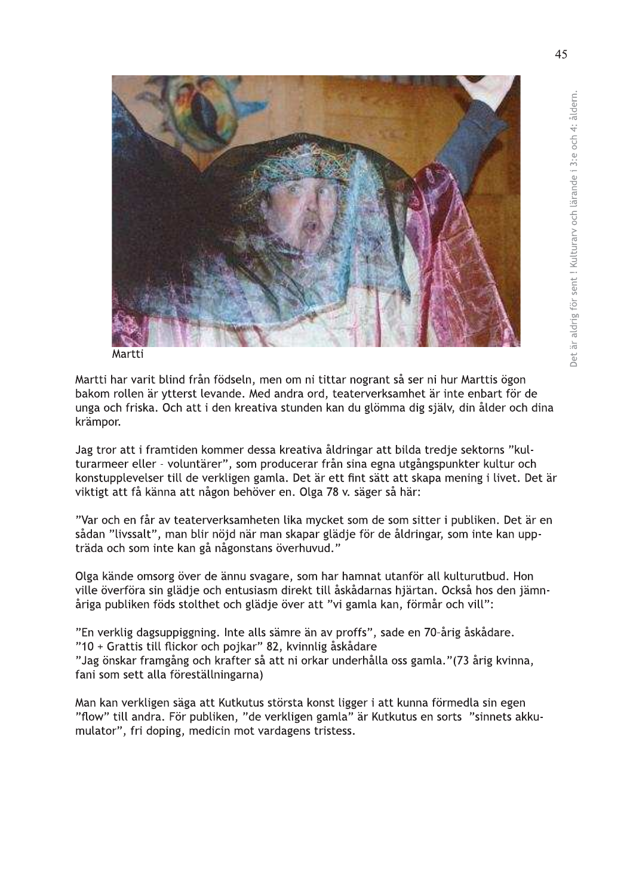Martti

Martti har varit blind från födseln, men om ni tittar nogrant så ser ni hur Marttis ögon bakom rollen är ytterst levande. Med andra ord, teaterverksamhet är inte enbart för de unga och friska. Och att i den kreativa stunden kan du glömma dig själv, din ålder och dina krämpor.

Jag tror att i framtiden kommer dessa kreativa åldringar att bilda tredje sektorns ”kulturarmeer eller – voluntärer”, som producerar från sina egna utgångspunkter kultur och konstupplevelser till de verkligen gamla. Det är ett fint sätt att skapa mening i livet. Det är viktigt att få känna att någon behöver en. Olga 78 v. säger så här:

”Var och en får av teaterverksamheten lika mycket som de som sitter i publiken. Det är en sådan ”livssalt”, man blir nöjd när man skapar glädje för de åldringar, som inte kan uppträda och som inte kan gå någonstans överhuvud.”

Olga kände omsorg över de ännu svagare, som har hamnat utanför all kulturutbud. Hon ville överföra sin glädje och entusiasm direkt till åskådarnas hjärtan. Också hos den jämnåriga publiken föds stolthet och glädje över att ”vi gamla kan, förmår och vill”:

”En verklig dagsuppiggning. Inte alls sämre än av proffs”, sade en 70-årig åskådare.
”10 + Grattis till flickor och pojkar” 82, kvinnlig åskådare
”Jag önskar framgång och krafter så att ni orkar underhålla oss gamla.”(73 årig kvinna, fani som sett alla föreställningarna)

Man kan verkligen säga att Kutkutus största konst ligger i att kunna förmedla sin egen ”flow” till andra. För publiken, ”de verkligen gamla” är Kutkutus en sorts ”sinnets akkumulator”, fri doping, medicin mot vardagens tristess.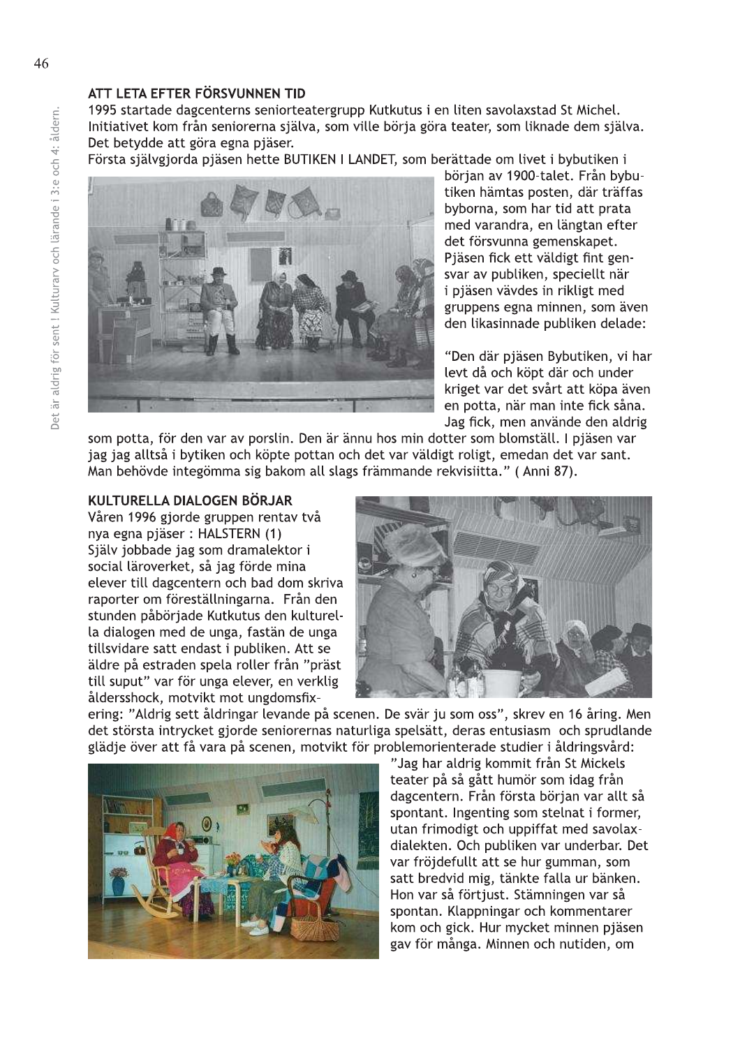## ATT LETA EFTER FÖRSVUNNEN TID

1995 startade dagcenterns seniorteatergrupp Kutkutus i en liten savolaxstad St Michel. Initiativet kom från seniorerna själva, som ville börja göra teater, som liknade dem själva. Det betydde att göra egna pjäser.

Första självgjorda pjäsen hette BUTIKEN I LANDET, som berättade om livet i bybutiken i början av 1900-talet. Från bybutiken hämtas posten, där träffas byborna, som har tid att prata med varandra, en längtan efter det försvunna gemenskapet. Pjäsen fick ett väldigt fint gensvar av publiken, speciellt när i pjäsen vävdes in rikligt med gruppens egna minnen, som även den likasinnade publiken delade:

"Den där pjäsen Bybutiken, vi har levt då och köpt där och under kriget var det svårt att köpa även en potta, när man inte fick såna. Jag fick, men använde den aldrig som potta, för den var av porslin. Den är ännu hos min dotter som blomställ. I pjäsen var jag jag alltså i bytiken och köpte pottan och det var väldigt roligt, emedan det var sant. Man behövde integömma sig bakom all slags främmande rekvisiitta." ( Anni 87).

## KULTURELLA DIALOGEN BÖRJAR

Våren 1996 gjorde gruppen rentav två nya egna pjäser : HALSTERN (1)

Själv jobbade jag som dramalektor i social läroverket, så jag förde mina elever till dagcentern och bad dom skriva raporter om föreställningarna. Från den stunden påbörjade Kutkutus den kulturella dialogen med de unga, fastän de unga tillsvidare satt endast i publiken. Att se äldre på estraden spela roller från "präst till suput" var för unga elever, en verklig åldersshock, motvikt mot ungdomsfixering: "Aldrig sett åldringar levande på scenen. De svär ju som oss", skrev en 16 åring. Men det största intrycket gjorde seniorernas naturliga spelsätt, deras entusiasm och sprudlande glädje över att få vara på scenen, motvikt för problemorienterade studier i åldringsvård:

"Jag har aldrig kommit från St Mickels teater på så gått humör som idag från dagcentern. Från första början var allt så spontant. Ingenting som stelnat i former, utan frimodigt och uppiffat med savolax-dialekten. Och publiken var underbar. Det var fröjdefullt att se hur gumman, som satt bredvid mig, tänkte falla ur bänken. Hon var så förtjust. Stämningen var så spontan. Klappningar och kommentarer kom och gick. Hur mycket minnen pjäsen gav för många. Minnen och nutiden, om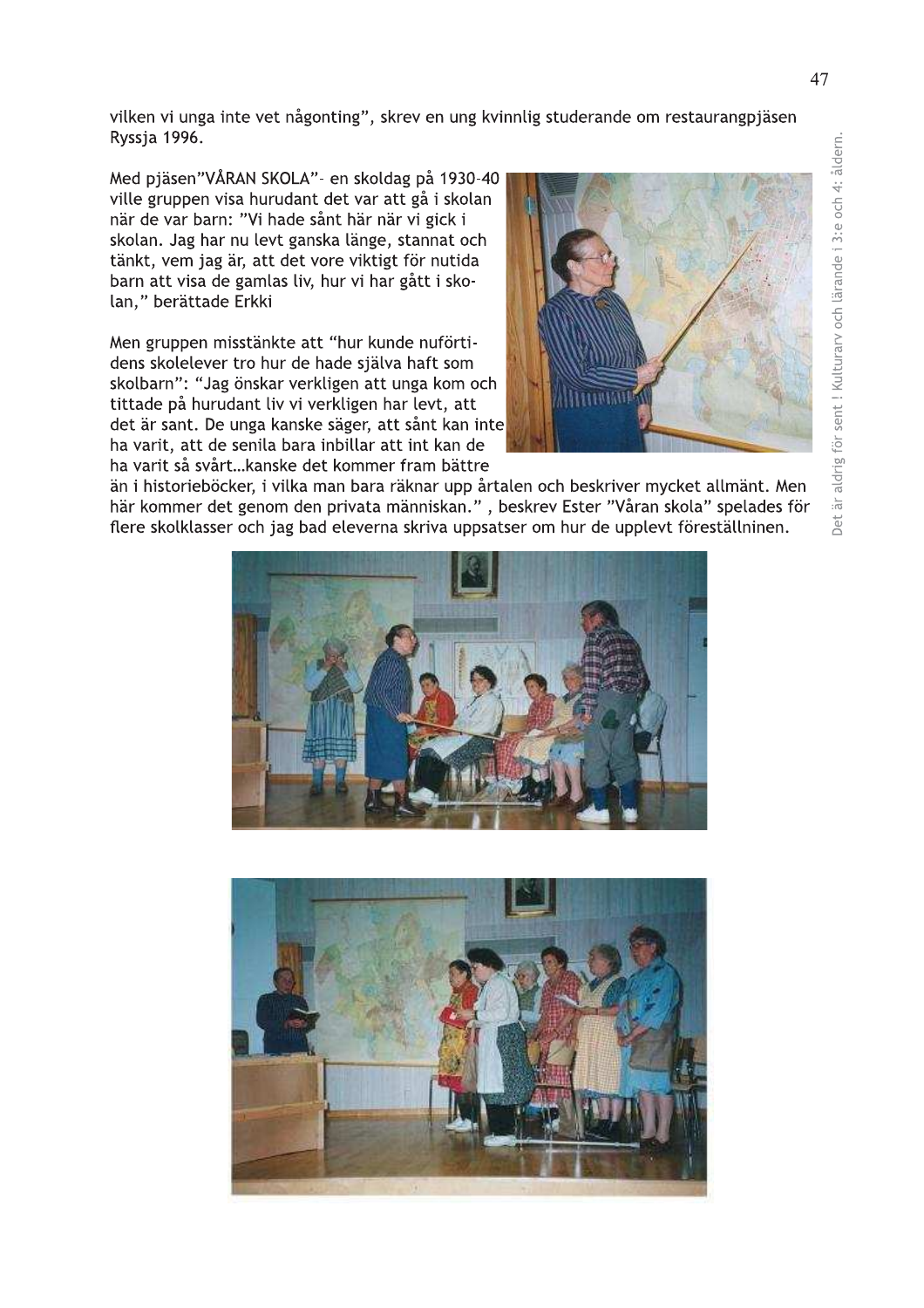vilken vi unga inte vet någonting", skrev en ung kvinnlig studerande om restaurangpjäsen Ryssja 1996.

Med pjäsen"VÅRAN SKOLA"- en skoldag på 1930-40 ville gruppen visa hurudant det var att gå i skolan när de var barn: "Vi hade sånt här när vi gick i skolan. Jag har nu levt ganska länge, stannat och tänkt, vem jag är, att det vore viktigt för nutida barn att visa de gamlas liv, hur vi har gått i skolan," berättade Erkki

Men gruppen misstänkte att "hur kunde nuförtidens skolelever tro hur de hade själva haft som skolbarn": "Jag önskar verkligen att unga kom och tittade på hurudant liv vi verkligen har levt, att det är sant. De unga kanske säger, att sånt kan inte ha varit, att de senila bara inbillar att int kan de ha varit så svårt…kanske det kommer fram bättre än i historieböcker, i vilka man bara räknar upp årtalen och beskriver mycket allmänt. Men här kommer det genom den privata människan." , beskrev Ester "Våran skola" spelades för flere skolklasser och jag bad eleverna skriva uppsatser om hur de upplevt föreställninen.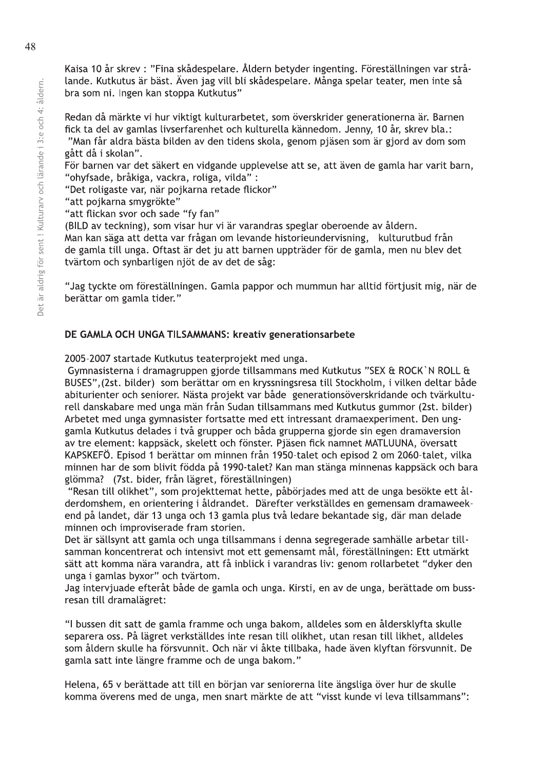Kaisa 10 år skrev : "Fina skådespelare. Åldern betyder ingenting. Föreställningen var strålande. Kutkutus är bäst. Även jag vill bli skådespelare. Många spelar teater, men inte så bra som ni. Ingen kan stoppa Kutkutus"

Redan då märkte vi hur viktigt kulturarbetet, som överskrider generationerna är. Barnen fick ta del av gamlas livserfarenhet och kulturella kännedom. Jenny, 10 år, skrev bla.:
"Man får aldra bästa bilden av den tidens skola, genom pjäsen som är gjord av dom som gått då i skolan".
För barnen var det säkert en vidgande upplevelse att se, att även de gamla har varit barn, "ohyfsade, bråkiga, vackra, roliga, vilda" :
"Det roligaste var, när pojkarna retade flickor"
"att pojkarna smygrökte"
"att flickan svor och sade "fy fan"
(BILD av teckning), som visar hur vi är varandras speglar oberoende av åldern.
Man kan säga att detta var frågan om levande historieundervisning, kulturutbud från de gamla till unga. Oftast är det ju att barnen uppträder för de gamla, men nu blev det tvärtom och synbarligen njöt de av det de såg:

"Jag tyckte om föreställningen. Gamla pappor och mummun har alltid förtjusit mig, när de berättar om gamla tider."

## DE GAMLA OCH UNGA TILSAMMANS: kreativ generationsarbete

2005-2007 startade Kutkutus teaterprojekt med unga.
Gymnasisterna i dramagruppen gjorde tillsammans med Kutkutus "SEX & ROCK`N ROLL & BUSES",(2st. bilder) som berättar om en kryssningsresa till Stockholm, i vilken deltar både abiturienter och seniorer. Nästa projekt var både generationsöverskridande och tvärkulturell danskabare med unga män från Sudan tillsammans med Kutkutus gummor (2st. bilder) Arbetet med unga gymnasister fortsatte med ett intressant dramaexperiment. Den ung-gamla Kutkutus delades i två grupper och båda grupperna gjorde sin egen dramaversion av tre element: kappsäck, skelett och fönster. Pjäsen fick namnet MATLUUNA, översatt KAPSKEFÖ. Episod 1 berättar om minnen från 1950-talet och episod 2 om 2060-talet, vilka minnen har de som blivit födda på 1990-talet? Kan man stänga minnenas kappsäck och bara glömma? (7st. bider, från lägret, föreställningen)
"Resan till olikhet", som projekttemat hette, påbörjades med att de unga besökte ett ålderdomshem, en orientering i åldrandet. Därefter verkställdes en gemensam dramaweekend på landet, där 13 unga och 13 gamla plus två ledare bekantade sig, där man delade minnen och improviserade fram storien.
Det är sällsynt att gamla och unga tillsammans i denna segregerade samhälle arbetar tillsamman koncentrerat och intensivt mot ett gemensamt mål, föreställningen: Ett utmärkt sätt att komma nära varandra, att få inblick i varandras liv: genom rollarbetet "dyker den unga i gamlas byxor" och tvärtom.
Jag intervjuade efteråt både de gamla och unga. Kirsti, en av de unga, berättade om bussresan till dramalägret:

"I bussen dit satt de gamla framme och unga bakom, alldeles som en åldersklyfta skulle separera oss. På lägret verkställdes inte resan till olikhet, utan resan till likhet, alldeles som åldern skulle ha försvunnit. Och när vi åkte tillbaka, hade även klyftan försvunnit. De gamla satt inte längre framme och de unga bakom."

Helena, 65 v berättade att till en början var seniorerna lite ängsliga över hur de skulle komma överens med de unga, men snart märkte de att "visst kunde vi leva tillsammans":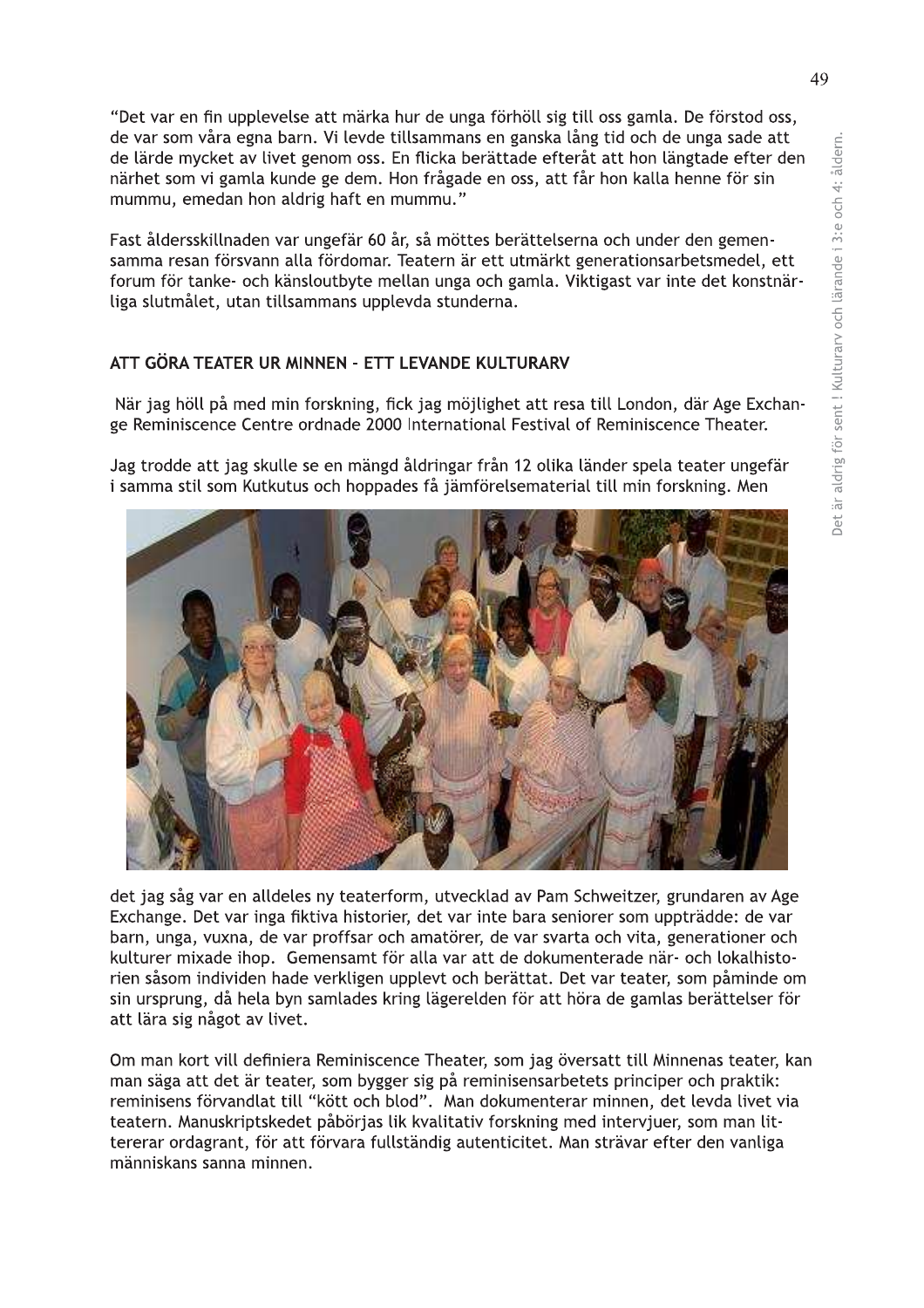"Det var en fin upplevelse att märka hur de unga förhöll sig till oss gamla. De förstod oss, de var som våra egna barn. Vi levde tillsammans en ganska lång tid och de unga sade att de lärde mycket av livet genom oss. En flicka berättade efteråt att hon längtade efter den närhet som vi gamla kunde ge dem. Hon frågade en oss, att får hon kalla henne för sin mummu, emedan hon aldrig haft en mummu."

Fast åldersskillnaden var ungefär 60 år, så möttes berättelserna och under den gemensamma resan försvann alla fördomar. Teatern är ett utmärkt generationsarbetsmedel, ett forum för tanke- och känsloutbyte mellan unga och gamla. Viktigast var inte det konstnärliga slutmålet, utan tillsammans upplevda stunderna.

## ATT GÖRA TEATER UR MINNEN – ETT LEVANDE KULTURARV

När jag höll på med min forskning, fick jag möjlighet att resa till London, där Age Exchange Reminiscence Centre ordnade 2000 International Festival of Reminiscence Theater.

Jag trodde att jag skulle se en mängd åldringar från 12 olika länder spela teater ungefär i samma stil som Kutkutus och hoppades få jämförelsematerial till min forskning. Men det jag såg var en alldeles ny teaterform, utvecklad av Pam Schweitzer, grundaren av Age Exchange. Det var inga fiktiva historier, det var inte bara seniorer som uppträdde: de var barn, unga, vuxna, de var proffsar och amatörer, de var svarta och vita, generationer och kulturer mixade ihop. Gemensamt för alla var att de dokumenterade när- och lokalhistorien såsom individen hade verkligen upplevt och berättat. Det var teater, som påminde om sin ursprung, då hela byn samlades kring lägerelden för att höra de gamlas berättelser för att lära sig något av livet.

Om man kort vill definiera Reminiscence Theater, som jag översatt till Minnenas teater, kan man säga att det är teater, som bygger sig på reminisensarbetets principer och praktik: reminisens förvandlat till "kött och blod". Man dokumenterar minnen, det levda livet via teatern. Manuskriptskedet påbörjas lik kvalitativ forskning med intervjuer, som man litterar ordagrant, för att förvara fullständig autenticitet. Man strävar efter den vanliga människans sanna minnen.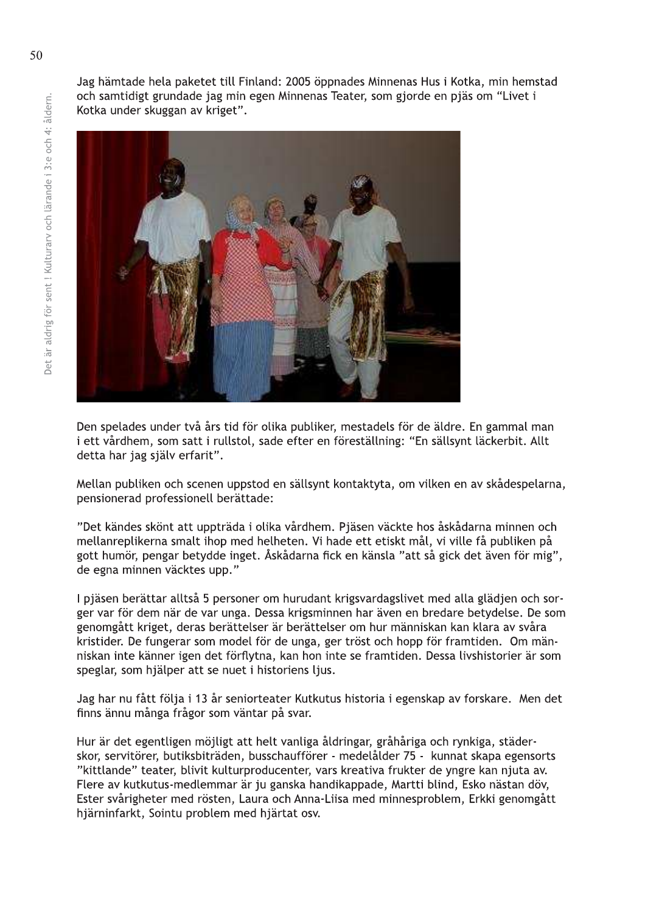Jag hämtade hela paketet till Finland: 2005 öppnades Minnenas Hus i Kotka, min hemstad och samtidigt grundade jag min egen Minnenas Teater, som gjorde en pjäs om “Livet i Kotka under skuggan av kriget”.

Den spelades under två års tid för olika publiker, mestadels för de äldre. En gammal man i ett vårdhem, som satt i rullstol, sade efter en föreställning: “En sällsynt läckerbit. Allt detta har jag själv erfarit”.

Mellan publiken och scenen uppstod en sällsynt kontaktyta, om vilken en av skådespelarna, pensionerad professionell berättade:

”Det kändes skönt att uppträda i olika vårdhem. Pjäsen väckte hos åskådarna minnen och mellanreplikerna smalt ihop med helheten. Vi hade ett etiskt mål, vi ville få publiken på gott humör, pengar betydde inget. Åskådarna fick en känsla ”att så gick det även för mig”, de egna minnen väcktes upp.”

I pjäsen berättar alltså 5 personer om hurudant krigsvardagslivet med alla glädjen och sorger var för dem när de var unga. Dessa krigsminnen har även en bredare betydelse. De som genomgått kriget, deras berättelser är berättelser om hur människan kan klara av svåra kristider. De fungerar som model för de unga, ger tröst och hopp för framtiden. Om människan inte känner igen det förflytna, kan hon inte se framtiden. Dessa livshistorier är som speglar, som hjälper att se nuet i historiens ljus.

Jag har nu fått följa i 13 år seniorteater Kutkutus historia i egenskap av forskare. Men det finns ännu många frågor som väntar på svar.

Hur är det egentligen möjligt att helt vanliga åldringar, gråhåriga och rynkiga, städerskor, servitörer, butiksbiträden, busschaufförer - medelålder 75 - kunnat skapa egensorts ”kittlande” teater, blivit kulturproducenter, vars kreativa frukter de yngre kan njuta av. Flere av kutkutus-medlemmar är ju ganska handikappade, Martti blind, Esko nästan döv, Ester svårigheter med rösten, Laura och Anna-Liisa med minnesproblem, Erkki genomgått hjärninfarkt, Sointu problem med hjärtat osv.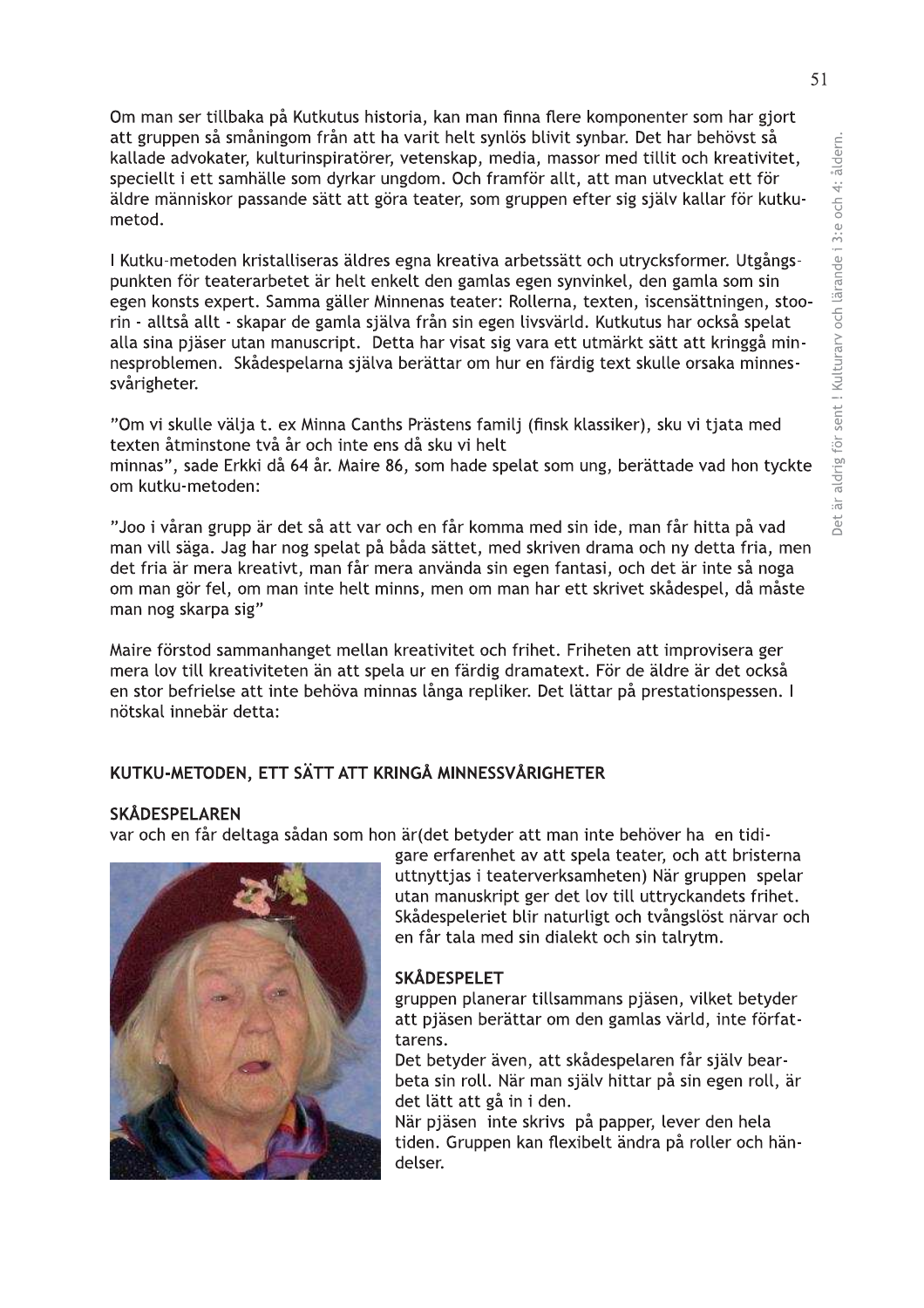Om man ser tillbaka på Kutkutus historia, kan man finna flere komponenter som har gjort att gruppen så småningom från att ha varit helt synlös blivit synbar. Det har behövst så kallade advokater, kulturinspiratörer, vetenskap, media, massor med tillit och kreativitet, speciellt i ett samhälle som dyrkar ungdom. Och framför allt, att man utvecklat ett för äldre människor passande sätt att göra teater, som gruppen efter sig själv kallar för kutku-metod.

I Kutku-metoden kristalliseras äldres egna kreativa arbetssätt och utrycksformer. Utgångs-punkten för teaterarbetet är helt enkelt den gamlas egen synvinkel, den gamla som sin egen konsts expert. Samma gäller Minnenas teater: Rollerna, texten, iscensättningen, stoo-rin - alltså allt - skapar de gamla själva från sin egen livsvärld. Kutkutus har också spelat alla sina pjäser utan manuscript. Detta har visat sig vara ett utmärkt sätt att kringgå min-nesproblemen. Skådespelarna själva berättar om hur en färdig text skulle orsaka minnes-svårigheter.

"Om vi skulle välja t. ex Minna Canths Prästens familj (finsk klassiker), sku vi tjata med texten åtminstone två år och inte ens då sku vi helt minnas", sade Erkki då 64 år. Maire 86, som hade spelat som ung, berättade vad hon tyckte om kutku-metoden:

"Joo i våran grupp är det så att var och en får komma med sin ide, man får hitta på vad man vill säga. Jag har nog spelat på båda sätten, med skriven drama och ny detta fria, men det fria är mera kreativt, man får mera använda sin egen fantasi, och det är inte så noga om man gör fel, om man inte helt minns, men om man har ett skrivet skådespel, då måste man nog skarpa sig"

Maire förstod sammanhanget mellan kreativitet och frihet. Friheten att improvisera ger mera lov till kreativiteten än att spela ur en färdig dramatext. För de äldre är det också en stor befrielse att inte behöva minnas långa repliker. Det lättar på prestationspessen. I nötskal innebär detta:

## KUTKU-METODEN, ETT SÄTT ATT KRINGÅ MINNESSVÅRIGHETER

### SKÅDESPELAREN

var och en får deltaga sådan som hon är(det betyder att man inte behöver ha en tidi-gare erfarenhet av att spela teater, och att bristerna uttnyttjas i teaterverksamheten) När gruppen spelar utan manuskript ger det lov till uttryckandets frihet. Skådespeleriet blir naturligt och tvångslöst närvar och en får tala med sin dialekt och sin talrytm.

### SKÅDESPELET

gruppen planerar tillsammans pjäsen, vilket betyder att pjäsen berättar om den gamlas värld, inte författarens.

Det betyder även, att skådespelaren får själv bear-beta sin roll. När man själv hittar på sin egen roll, är det lätt att gå in i den.

När pjäsen inte skrivs på papper, lever den hela tiden. Gruppen kan flexibelt ändra på roller och hän-delser.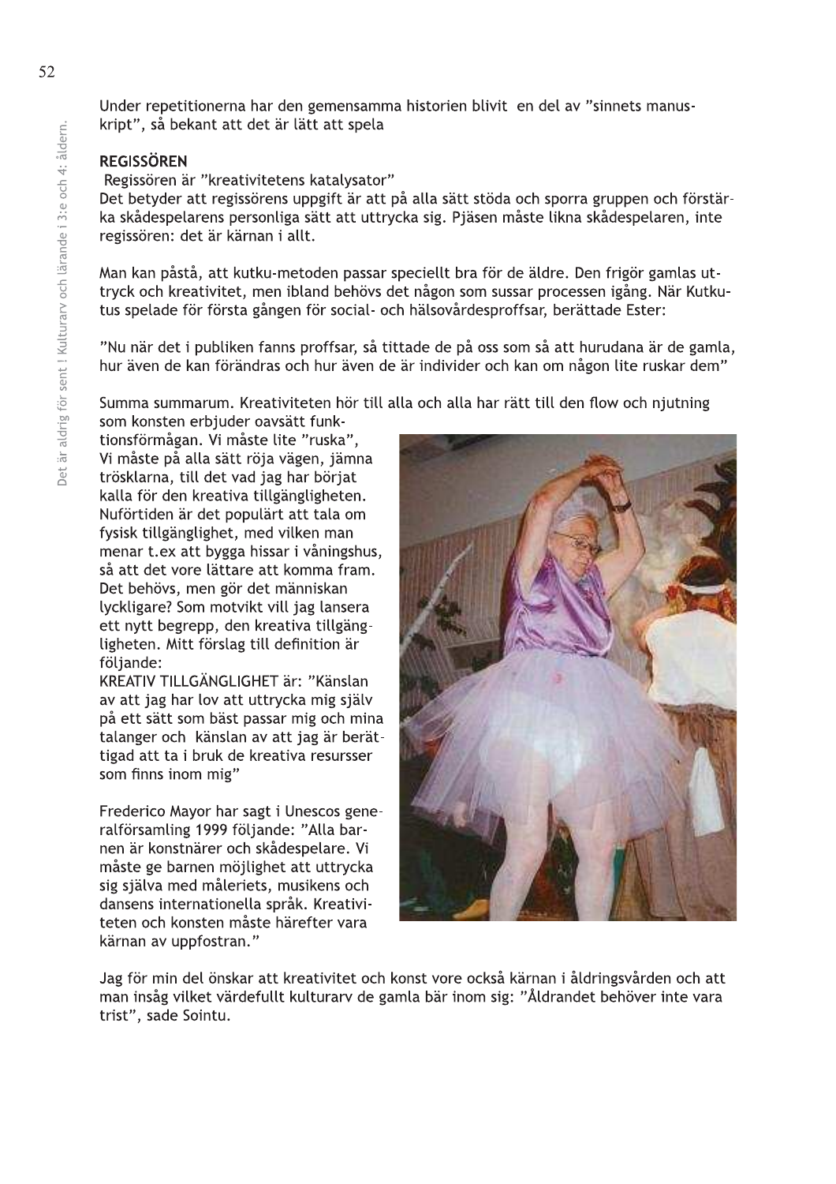Under repetitionerna har den gemensamma historien blivit en del av ”sinnets manuskript”, så bekant att det är lätt att spela

**REGISSÖREN**

Regissören är ”kreativitetens katalysator”
Det betyder att regissörens uppgift är att på alla sätt stöda och sporra gruppen och förstärka skådespelarens personliga sätt att uttrycka sig. Pjäsen måste likna skådespelaren, inte regissören: det är kärnan i allt.

Man kan påstå, att kutku-metoden passar speciellt bra för de äldre. Den frigör gamlas uttryck och kreativitet, men ibland behövs det någon som sussar processen igång. När Kutkutus spelade för första gången för social- och hälsovårdesproffsar, berättade Ester:

”Nu när det i publiken fanns proffsar, så tittade de på oss som så att hurudana är de gamla, hur även de kan förändras och hur även de är individer och kan om någon lite ruskar dem”

Summa summarum. Kreativiteten hör till alla och alla har rätt till den flow och njutning som konsten erbjuder oavsätt funktionsförmågan. Vi måste lite ”ruska”, Vi måste på alla sätt röja vägen, jämna trösklarna, till det vad jag har börjat kalla för den kreativa tillgängligheten. Nuförtiden är det populärt att tala om fysisk tillgänglighet, med vilken man menar t.ex att bygga hissar i våningshus, så att det vore lättare att komma fram. Det behövs, men gör det människan lyckligare? Som motvikt vill jag lansera ett nytt begrepp, den kreativa tillgängligheten. Mitt förslag till definition är följande:
KREATIV TILLGÄNGLIGHET är: ”Känslan av att jag har lov att uttrycka mig själv på ett sätt som bäst passar mig och mina talanger och känslan av att jag är berättigad att ta i bruk de kreativa resursser som finns inom mig”

Frederico Mayor har sagt i Unescos generalförsamling 1999 följande: ”Alla barnen är konstnärer och skådespelare. Vi måste ge barnen möjlighet att uttrycka sig själva med måleriets, musikens och dansens internationella språk. Kreativiteten och konsten måste härefter vara kärnan av uppfostran.”

Jag för min del önskar att kreativitet och konst vore också kärnan i åldringsvården och att man insåg vilket värdefullt kulturarv de gamla bär inom sig: ”Åldrandet behöver inte vara trist”, sade Sointu.